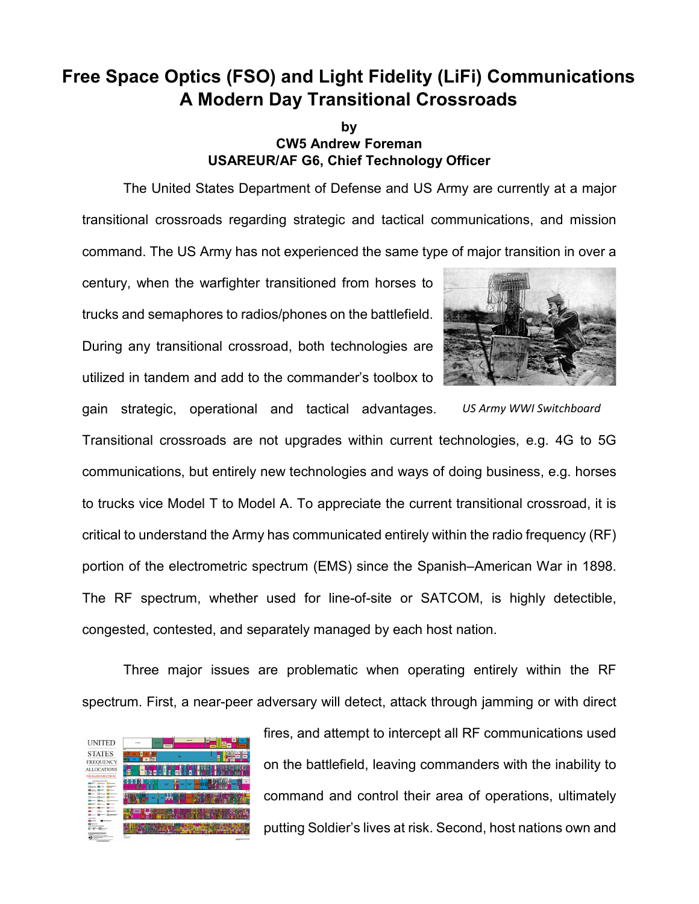# Free Space Optics (FSO) and Light Fidelity (LiFi) Communications
# A Modern Day Transitional Crossroads

**by**
**CW5 Andrew Foreman**
**USAREUR/AF G6, Chief Technology Officer**

The United States Department of Defense and US Army are currently at a major transitional crossroads regarding strategic and tactical communications, and mission command. The US Army has not experienced the same type of major transition in over a century, when the warfighter transitioned from horses to trucks and semaphores to radios/phones on the battlefield. During any transitional crossroad, both technologies are utilized in tandem and add to the commander's toolbox to gain strategic, operational and tactical advantages.

*US Army WWI Switchboard*

Transitional crossroads are not upgrades within current technologies, e.g. 4G to 5G communications, but entirely new technologies and ways of doing business, e.g. horses to trucks vice Model T to Model A. To appreciate the current transitional crossroad, it is critical to understand the Army has communicated entirely within the radio frequency (RF) portion of the electrometric spectrum (EMS) since the Spanish–American War in 1898. The RF spectrum, whether used for line-of-site or SATCOM, is highly detectible, congested, contested, and separately managed by each host nation.

Three major issues are problematic when operating entirely within the RF spectrum. First, a near-peer adversary will detect, attack through jamming or with direct fires, and attempt to intercept all RF communications used on the battlefield, leaving commanders with the inability to command and control their area of operations, ultimately putting Soldier's lives at risk. Second, host nations own and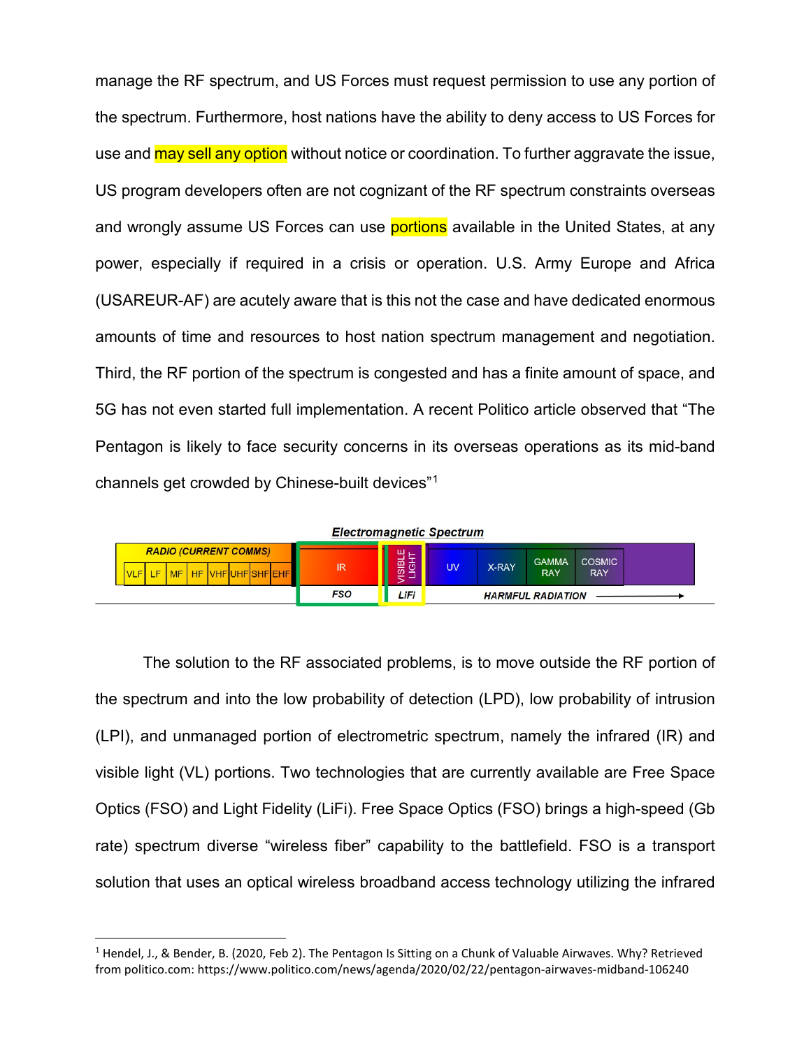manage the RF spectrum, and US Forces must request permission to use any portion of the spectrum. Furthermore, host nations have the ability to deny access to US Forces for use and may sell any option without notice or coordination. To further aggravate the issue, US program developers often are not cognizant of the RF spectrum constraints overseas and wrongly assume US Forces can use portions available in the United States, at any power, especially if required in a crisis or operation. U.S. Army Europe and Africa (USAREUR-AF) are acutely aware that is this not the case and have dedicated enormous amounts of time and resources to host nation spectrum management and negotiation. Third, the RF portion of the spectrum is congested and has a finite amount of space, and 5G has not even started full implementation. A recent Politico article observed that "The Pentagon is likely to face security concerns in its overseas operations as its mid-band channels get crowded by Chinese-built devices"[1]

***Electromagnetic Spectrum***

| RADIO (CURRENT COMMS) VLF, LF, MF, HF, VHF, UHF, SHF, EHF | IR | VISIBLE LIGHT | UV | X-RAY | GAMMA RAY | COSMIC RAY |
|---|---|---|---|---|---|---|
| | FSO | LIFI | HARMFUL RADIATION → | | | |

The solution to the RF associated problems, is to move outside the RF portion of the spectrum and into the low probability of detection (LPD), low probability of intrusion (LPI), and unmanaged portion of electrometric spectrum, namely the infrared (IR) and visible light (VL) portions. Two technologies that are currently available are Free Space Optics (FSO) and Light Fidelity (LiFi). Free Space Optics (FSO) brings a high-speed (Gb rate) spectrum diverse "wireless fiber" capability to the battlefield. FSO is a transport solution that uses an optical wireless broadband access technology utilizing the infrared

---

[1] Hendel, J., & Bender, B. (2020, Feb 2). The Pentagon Is Sitting on a Chunk of Valuable Airwaves. Why? Retrieved from politico.com: https://www.politico.com/news/agenda/2020/02/22/pentagon-airwaves-midband-106240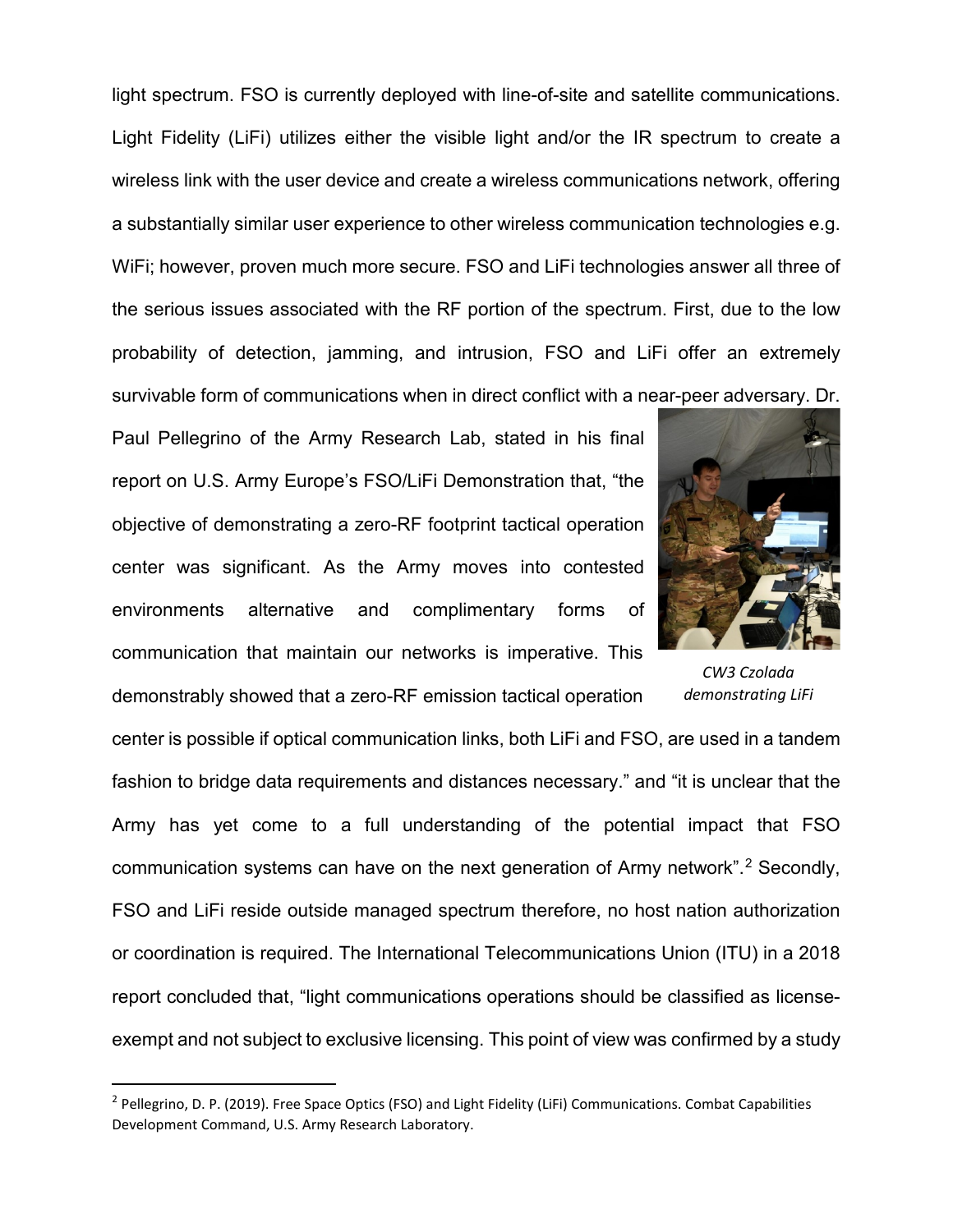light spectrum. FSO is currently deployed with line-of-site and satellite communications. Light Fidelity (LiFi) utilizes either the visible light and/or the IR spectrum to create a wireless link with the user device and create a wireless communications network, offering a substantially similar user experience to other wireless communication technologies e.g. WiFi; however, proven much more secure. FSO and LiFi technologies answer all three of the serious issues associated with the RF portion of the spectrum. First, due to the low probability of detection, jamming, and intrusion, FSO and LiFi offer an extremely survivable form of communications when in direct conflict with a near-peer adversary. Dr. Paul Pellegrino of the Army Research Lab, stated in his final report on U.S. Army Europe's FSO/LiFi Demonstration that, "the objective of demonstrating a zero-RF footprint tactical operation center was significant. As the Army moves into contested environments alternative and complimentary forms of communication that maintain our networks is imperative. This demonstrably showed that a zero-RF emission tactical operation center is possible if optical communication links, both LiFi and FSO, are used in a tandem fashion to bridge data requirements and distances necessary." and "it is unclear that the Army has yet come to a full understanding of the potential impact that FSO communication systems can have on the next generation of Army network".[2] Secondly, FSO and LiFi reside outside managed spectrum therefore, no host nation authorization or coordination is required. The International Telecommunications Union (ITU) in a 2018 report concluded that, "light communications operations should be classified as license-exempt and not subject to exclusive licensing. This point of view was confirmed by a study

*CW3 Czolada demonstrating LiFi*

[2] Pellegrino, D. P. (2019). Free Space Optics (FSO) and Light Fidelity (LiFi) Communications. Combat Capabilities Development Command, U.S. Army Research Laboratory.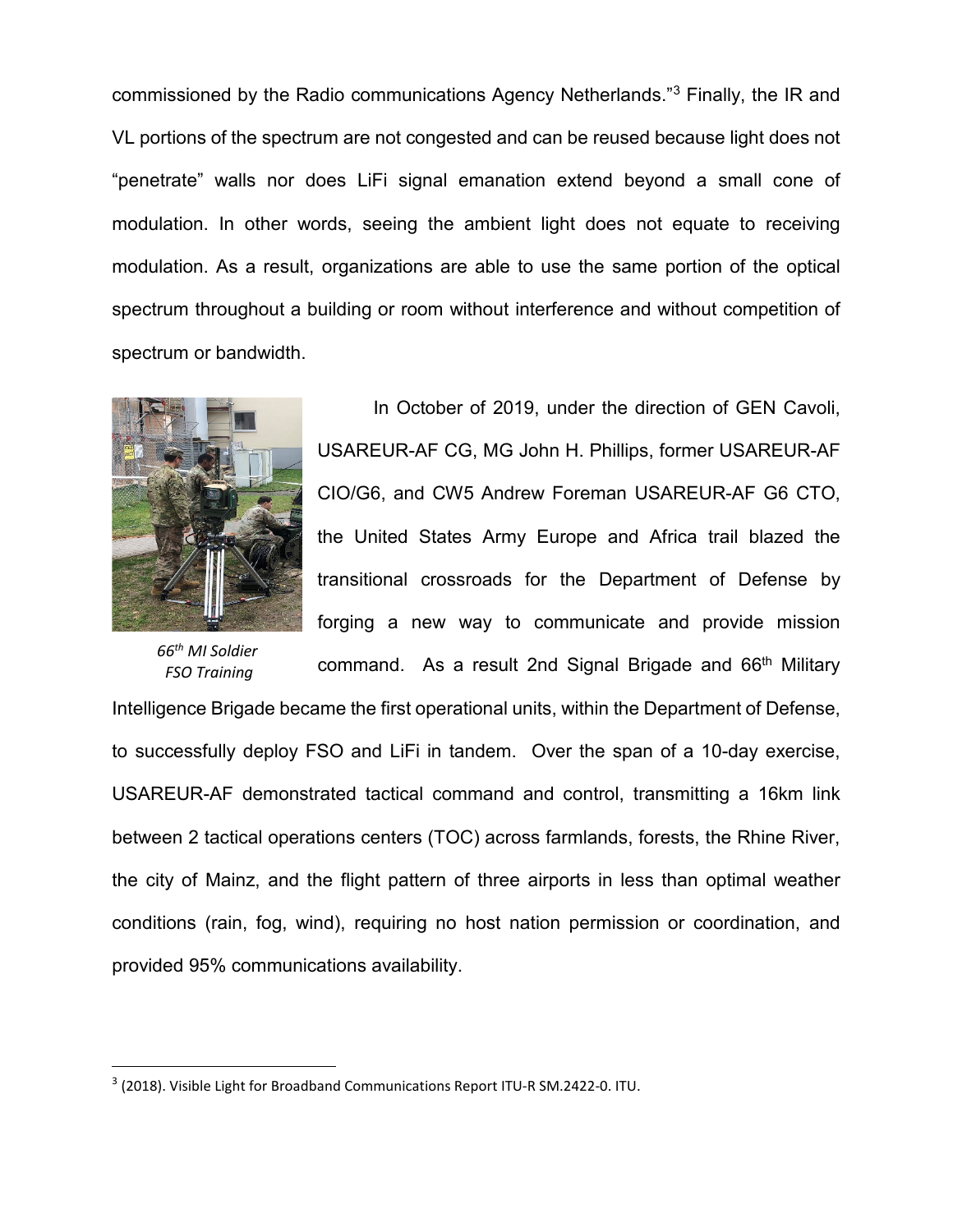commissioned by the Radio communications Agency Netherlands."[3] Finally, the IR and VL portions of the spectrum are not congested and can be reused because light does not "penetrate" walls nor does LiFi signal emanation extend beyond a small cone of modulation. In other words, seeing the ambient light does not equate to receiving modulation. As a result, organizations are able to use the same portion of the optical spectrum throughout a building or room without interference and without competition of spectrum or bandwidth.

*66th MI Soldier FSO Training*

In October of 2019, under the direction of GEN Cavoli, USAREUR-AF CG, MG John H. Phillips, former USAREUR-AF CIO/G6, and CW5 Andrew Foreman USAREUR-AF G6 CTO, the United States Army Europe and Africa trail blazed the transitional crossroads for the Department of Defense by forging a new way to communicate and provide mission command. As a result 2nd Signal Brigade and 66th Military Intelligence Brigade became the first operational units, within the Department of Defense, to successfully deploy FSO and LiFi in tandem. Over the span of a 10-day exercise, USAREUR-AF demonstrated tactical command and control, transmitting a 16km link between 2 tactical operations centers (TOC) across farmlands, forests, the Rhine River, the city of Mainz, and the flight pattern of three airports in less than optimal weather conditions (rain, fog, wind), requiring no host nation permission or coordination, and provided 95% communications availability.

[3] (2018). Visible Light for Broadband Communications Report ITU-R SM.2422-0. ITU.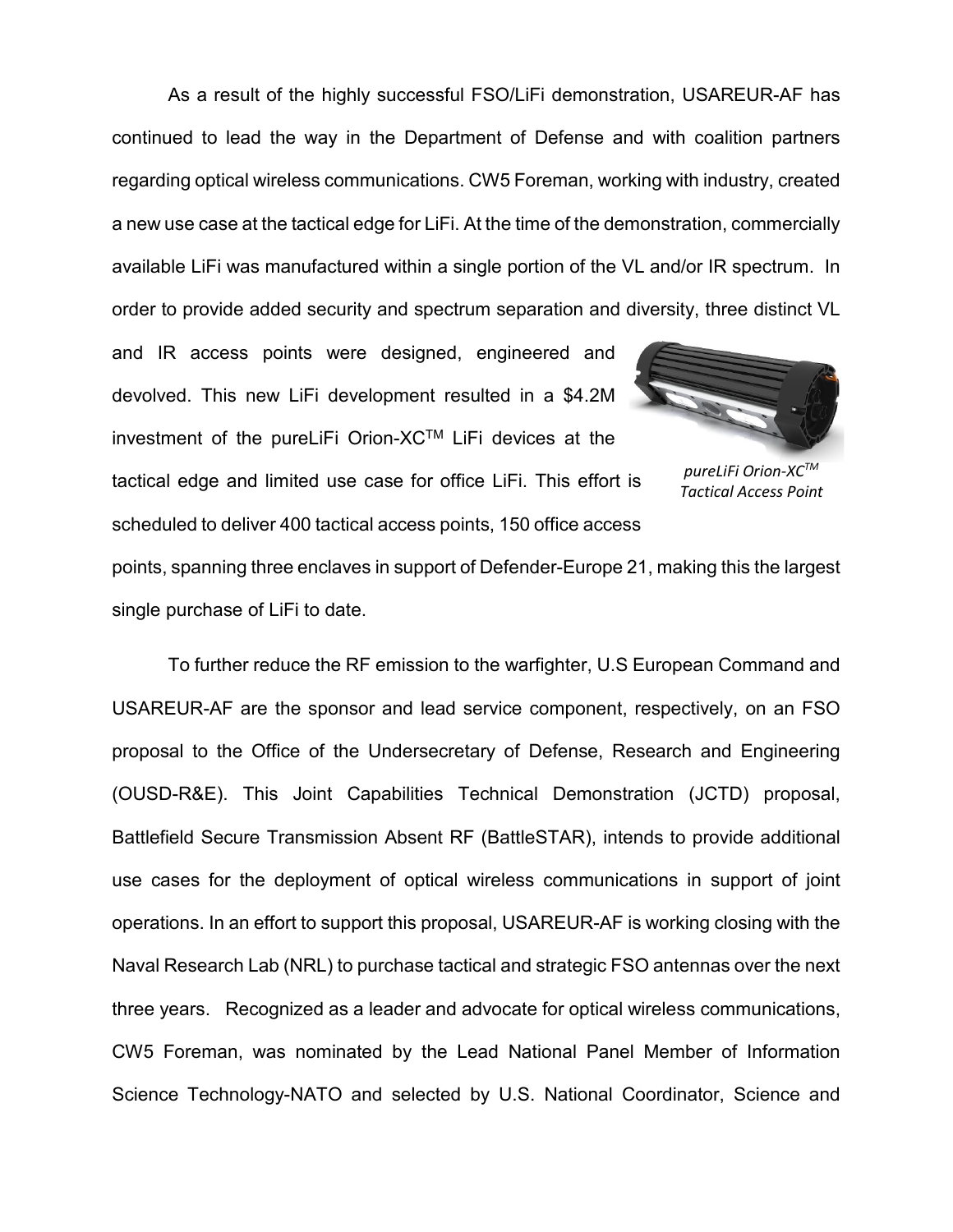As a result of the highly successful FSO/LiFi demonstration, USAREUR-AF has continued to lead the way in the Department of Defense and with coalition partners regarding optical wireless communications. CW5 Foreman, working with industry, created a new use case at the tactical edge for LiFi. At the time of the demonstration, commercially available LiFi was manufactured within a single portion of the VL and/or IR spectrum. In order to provide added security and spectrum separation and diversity, three distinct VL and IR access points were designed, engineered and devolved. This new LiFi development resulted in a $4.2M investment of the pureLiFi Orion-XC™ LiFi devices at the tactical edge and limited use case for office LiFi. This effort is scheduled to deliver 400 tactical access points, 150 office access points, spanning three enclaves in support of Defender-Europe 21, making this the largest single purchase of LiFi to date.

*pureLiFi Orion-XC™ Tactical Access Point*

To further reduce the RF emission to the warfighter, U.S European Command and USAREUR-AF are the sponsor and lead service component, respectively, on an FSO proposal to the Office of the Undersecretary of Defense, Research and Engineering (OUSD-R&E). This Joint Capabilities Technical Demonstration (JCTD) proposal, Battlefield Secure Transmission Absent RF (BattleSTAR), intends to provide additional use cases for the deployment of optical wireless communications in support of joint operations. In an effort to support this proposal, USAREUR-AF is working closing with the Naval Research Lab (NRL) to purchase tactical and strategic FSO antennas over the next three years. Recognized as a leader and advocate for optical wireless communications, CW5 Foreman, was nominated by the Lead National Panel Member of Information Science Technology-NATO and selected by U.S. National Coordinator, Science and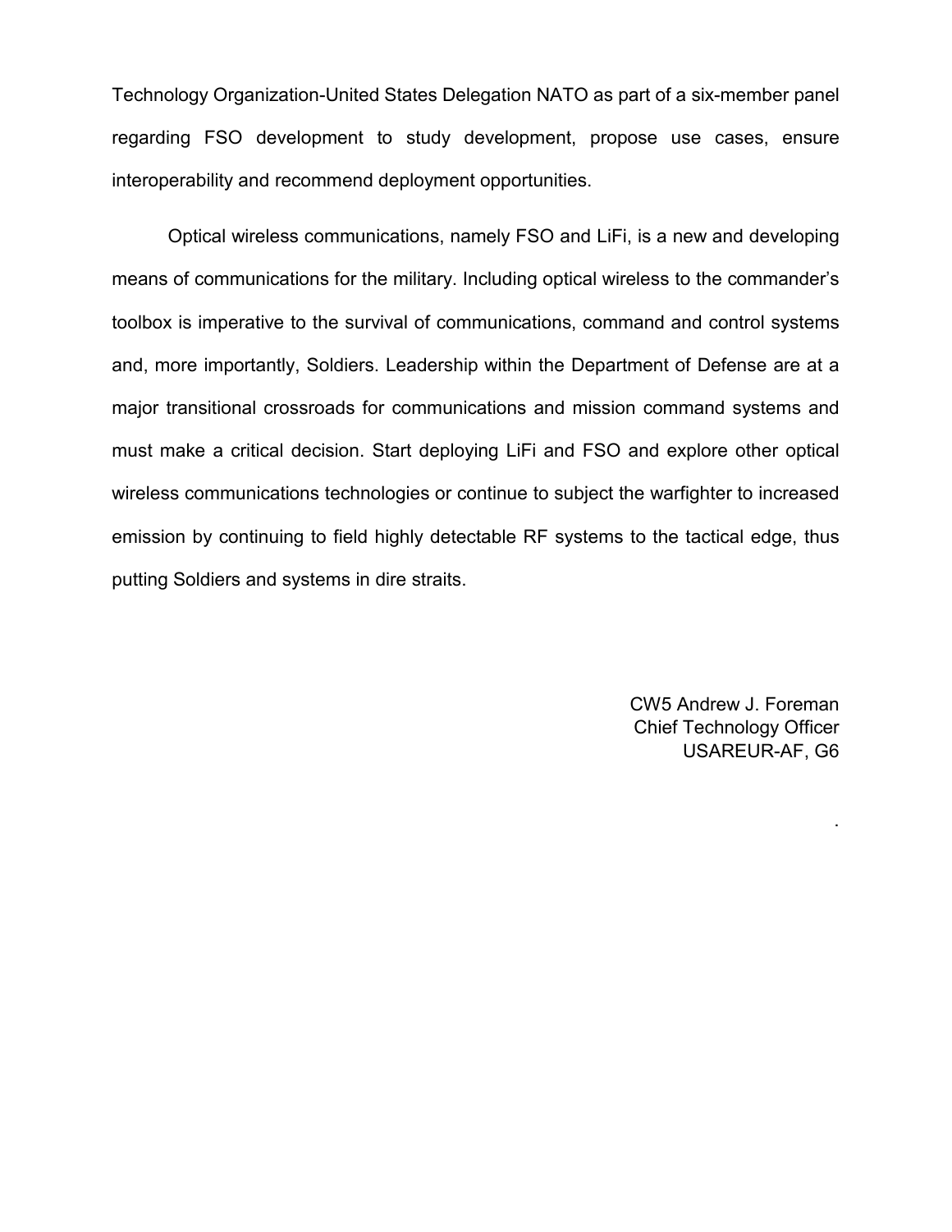Technology Organization-United States Delegation NATO as part of a six-member panel regarding FSO development to study development, propose use cases, ensure interoperability and recommend deployment opportunities.

Optical wireless communications, namely FSO and LiFi, is a new and developing means of communications for the military. Including optical wireless to the commander's toolbox is imperative to the survival of communications, command and control systems and, more importantly, Soldiers. Leadership within the Department of Defense are at a major transitional crossroads for communications and mission command systems and must make a critical decision. Start deploying LiFi and FSO and explore other optical wireless communications technologies or continue to subject the warfighter to increased emission by continuing to field highly detectable RF systems to the tactical edge, thus putting Soldiers and systems in dire straits.

CW5 Andrew J. Foreman
Chief Technology Officer
USAREUR-AF, G6